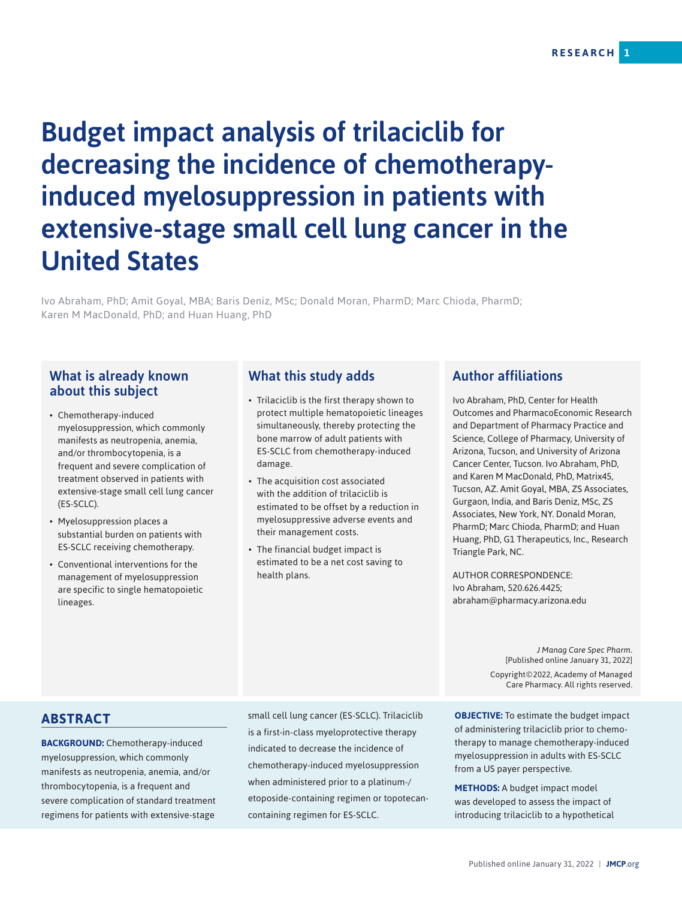# Budget impact analysis of trilaciclib for decreasing the incidence of chemotherapy-induced myelosuppression in patients with extensive-stage small cell lung cancer in the United States

Ivo Abraham, PhD; Amit Goyal, MBA; Baris Deniz, MSc; Donald Moran, PharmD; Marc Chioda, PharmD; Karen M MacDonald, PhD; and Huan Huang, PhD

## What is already known about this subject

- Chemotherapy-induced myelosuppression, which commonly manifests as neutropenia, anemia, and/or thrombocytopenia, is a frequent and severe complication of treatment observed in patients with extensive-stage small cell lung cancer (ES-SCLC).
- Myelosuppression places a substantial burden on patients with ES-SCLC receiving chemotherapy.
- Conventional interventions for the management of myelosuppression are specific to single hematopoietic lineages.

## What this study adds

- Trilaciclib is the first therapy shown to protect multiple hematopoietic lineages simultaneously, thereby protecting the bone marrow of adult patients with ES-SCLC from chemotherapy-induced damage.
- The acquisition cost associated with the addition of trilaciclib is estimated to be offset by a reduction in myelosuppressive adverse events and their management costs.
- The financial budget impact is estimated to be a net cost saving to health plans.

## Author affiliations

Ivo Abraham, PhD, Center for Health Outcomes and PharmacoEconomic Research and Department of Pharmacy Practice and Science, College of Pharmacy, University of Arizona, Tucson, and University of Arizona Cancer Center, Tucson. Ivo Abraham, PhD, and Karen M MacDonald, PhD, Matrix45, Tucson, AZ. Amit Goyal, MBA, ZS Associates, Gurgaon, India, and Baris Deniz, MSc, ZS Associates, New York, NY. Donald Moran, PharmD; Marc Chioda, PharmD; and Huan Huang, PhD, G1 Therapeutics, Inc., Research Triangle Park, NC.

AUTHOR CORRESPONDENCE:
Ivo Abraham, 520.626.4425;
abraham@pharmacy.arizona.edu

*J Manag Care Spec Pharm.*
[Published online January 31, 2022]
Copyright©2022, Academy of Managed Care Pharmacy. All rights reserved.

## ABSTRACT

**BACKGROUND:** Chemotherapy-induced myelosuppression, which commonly manifests as neutropenia, anemia, and/or thrombocytopenia, is a frequent and severe complication of standard treatment regimens for patients with extensive-stage small cell lung cancer (ES-SCLC). Trilaciclib is a first-in-class myeloprotective therapy indicated to decrease the incidence of chemotherapy-induced myelosuppression when administered prior to a platinum-/etoposide-containing regimen or topotecan-containing regimen for ES-SCLC.

**OBJECTIVE:** To estimate the budget impact of administering trilaciclib prior to chemotherapy to manage chemotherapy-induced myelosuppression in adults with ES-SCLC from a US payer perspective.

**METHODS:** A budget impact model was developed to assess the impact of introducing trilaciclib to a hypothetical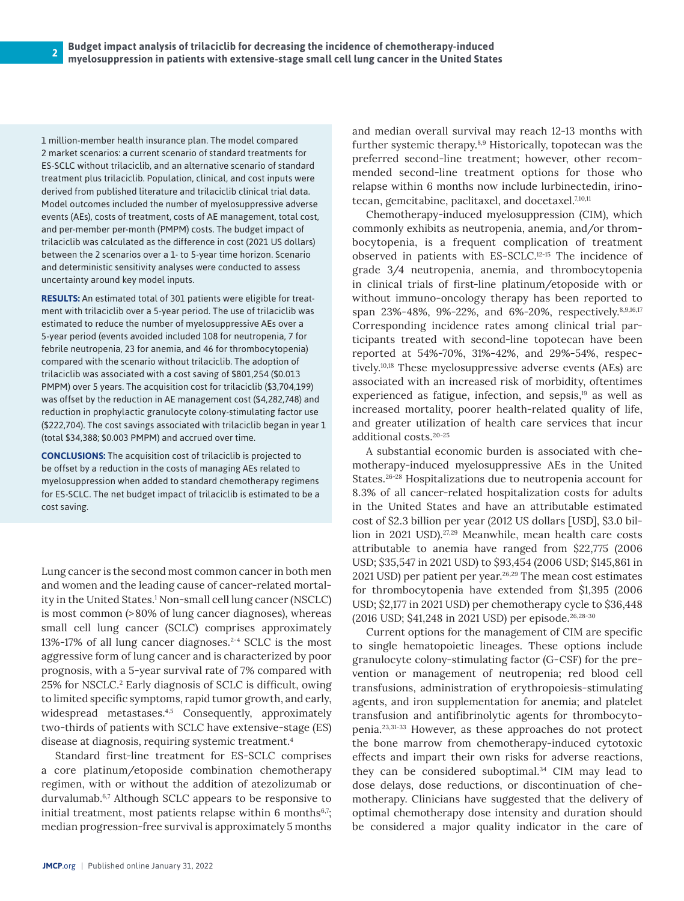1 million-member health insurance plan. The model compared 2 market scenarios: a current scenario of standard treatments for ES-SCLC without trilaciclib, and an alternative scenario of standard treatment plus trilaciclib. Population, clinical, and cost inputs were derived from published literature and trilaciclib clinical trial data. Model outcomes included the number of myelosuppressive adverse events (AEs), costs of treatment, costs of AE management, total cost, and per-member per-month (PMPM) costs. The budget impact of trilaciclib was calculated as the difference in cost (2021 US dollars) between the 2 scenarios over a 1- to 5-year time horizon. Scenario and deterministic sensitivity analyses were conducted to assess uncertainty around key model inputs.

**RESULTS:** An estimated total of 301 patients were eligible for treatment with trilaciclib over a 5-year period. The use of trilaciclib was estimated to reduce the number of myelosuppressive AEs over a 5-year period (events avoided included 108 for neutropenia, 7 for febrile neutropenia, 23 for anemia, and 46 for thrombocytopenia) compared with the scenario without trilaciclib. The adoption of trilaciclib was associated with a cost saving of $801,254 ($0.013 PMPM) over 5 years. The acquisition cost for trilaciclib ($3,704,199) was offset by the reduction in AE management cost ($4,282,748) and reduction in prophylactic granulocyte colony-stimulating factor use ($222,704). The cost savings associated with trilaciclib began in year 1 (total $34,388; $0.003 PMPM) and accrued over time.

**CONCLUSIONS:** The acquisition cost of trilaciclib is projected to be offset by a reduction in the costs of managing AEs related to myelosuppression when added to standard chemotherapy regimens for ES-SCLC. The net budget impact of trilaciclib is estimated to be a cost saving.

Lung cancer is the second most common cancer in both men and women and the leading cause of cancer-related mortality in the United States.[1] Non-small cell lung cancer (NSCLC) is most common (>80% of lung cancer diagnoses), whereas small cell lung cancer (SCLC) comprises approximately 13%-17% of all lung cancer diagnoses.[2-4] SCLC is the most aggressive form of lung cancer and is characterized by poor prognosis, with a 5-year survival rate of 7% compared with 25% for NSCLC.[2] Early diagnosis of SCLC is difficult, owing to limited specific symptoms, rapid tumor growth, and early, widespread metastases.[4,5] Consequently, approximately two-thirds of patients with SCLC have extensive-stage (ES) disease at diagnosis, requiring systemic treatment.[4]

Standard first-line treatment for ES-SCLC comprises a core platinum/etoposide combination chemotherapy regimen, with or without the addition of atezolizumab or durvalumab.[6,7] Although SCLC appears to be responsive to initial treatment, most patients relapse within 6 months[6,7]; median progression-free survival is approximately 5 months and median overall survival may reach 12-13 months with further systemic therapy.[8,9] Historically, topotecan was the preferred second-line treatment; however, other recommended second-line treatment options for those who relapse within 6 months now include lurbinectedin, irinotecan, gemcitabine, paclitaxel, and docetaxel.[7,10,11]

Chemotherapy-induced myelosuppression (CIM), which commonly exhibits as neutropenia, anemia, and/or thrombocytopenia, is a frequent complication of treatment observed in patients with ES-SCLC.[12-15] The incidence of grade 3/4 neutropenia, anemia, and thrombocytopenia in clinical trials of first-line platinum/etoposide with or without immuno-oncology therapy has been reported to span 23%-48%, 9%-22%, and 6%-20%, respectively.[8,9,16,17] Corresponding incidence rates among clinical trial participants treated with second-line topotecan have been reported at 54%-70%, 31%-42%, and 29%-54%, respectively.[10,18] These myelosuppressive adverse events (AEs) are associated with an increased risk of morbidity, oftentimes experienced as fatigue, infection, and sepsis,[19] as well as increased mortality, poorer health-related quality of life, and greater utilization of health care services that incur additional costs.[20-25]

A substantial economic burden is associated with chemotherapy-induced myelosuppressive AEs in the United States.[26-28] Hospitalizations due to neutropenia account for 8.3% of all cancer-related hospitalization costs for adults in the United States and have an attributable estimated cost of $2.3 billion per year (2012 US dollars [USD], $3.0 billion in 2021 USD).[27,29] Meanwhile, mean health care costs attributable to anemia have ranged from $22,775 (2006 USD; $35,547 in 2021 USD) to $93,454 (2006 USD; $145,861 in 2021 USD) per patient per year.[26,29] The mean cost estimates for thrombocytopenia have extended from $1,395 (2006 USD; $2,177 in 2021 USD) per chemotherapy cycle to $36,448 (2016 USD; $41,248 in 2021 USD) per episode.[26,28-30]

Current options for the management of CIM are specific to single hematopoietic lineages. These options include granulocyte colony-stimulating factor (G-CSF) for the prevention or management of neutropenia; red blood cell transfusions, administration of erythropoiesis-stimulating agents, and iron supplementation for anemia; and platelet transfusion and antifibrinolytic agents for thrombocytopenia.[23,31-33] However, as these approaches do not protect the bone marrow from chemotherapy-induced cytotoxic effects and impart their own risks for adverse reactions, they can be considered suboptimal.[34] CIM may lead to dose delays, dose reductions, or discontinuation of chemotherapy. Clinicians have suggested that the delivery of optimal chemotherapy dose intensity and duration should be considered a major quality indicator in the care of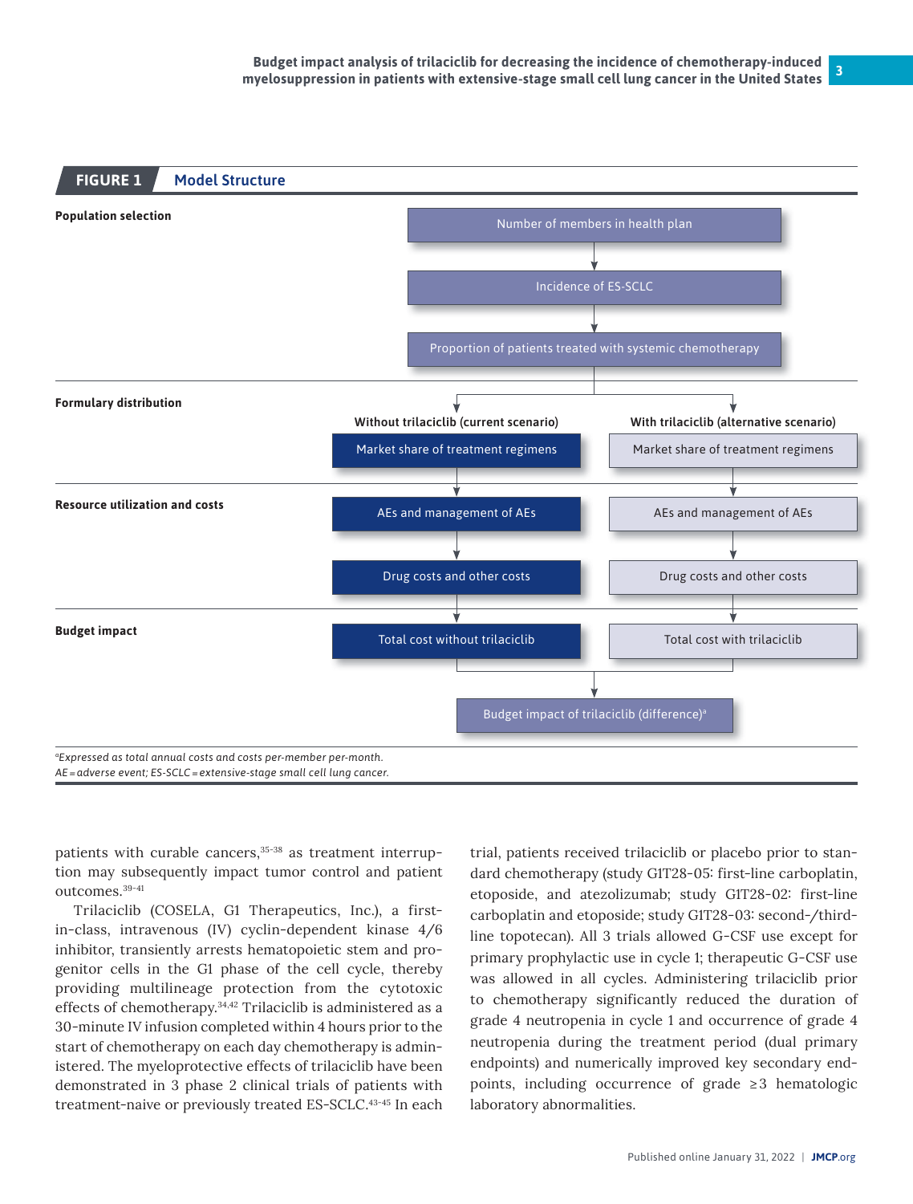## FIGURE 1 Model Structure

**Population selection**

Number of members in health plan → Incidence of ES-SCLC → Proportion of patients treated with systemic chemotherapy

**Formulary distribution**

| Without trilaciclib (current scenario) | With trilaciclib (alternative scenario) |
|---|---|
| Market share of treatment regimens | Market share of treatment regimens |

**Resource utilization and costs**

| Without trilaciclib (current scenario) | With trilaciclib (alternative scenario) |
|---|---|
| AEs and management of AEs | AEs and management of AEs |
| Drug costs and other costs | Drug costs and other costs |

**Budget impact**

| Without trilaciclib (current scenario) | With trilaciclib (alternative scenario) |
|---|---|
| Total cost without trilaciclib | Total cost with trilaciclib |

Budget impact of trilaciclib (difference)[a]

[a]*Expressed as total annual costs and costs per-member per-month.*

*AE = adverse event; ES-SCLC = extensive-stage small cell lung cancer.*

patients with curable cancers,[35-38] as treatment interruption may subsequently impact tumor control and patient outcomes.[39-41]

Trilaciclib (COSELA, G1 Therapeutics, Inc.), a first-in-class, intravenous (IV) cyclin-dependent kinase 4/6 inhibitor, transiently arrests hematopoietic stem and progenitor cells in the G1 phase of the cell cycle, thereby providing multilineage protection from the cytotoxic effects of chemotherapy.[34,42] Trilaciclib is administered as a 30-minute IV infusion completed within 4 hours prior to the start of chemotherapy on each day chemotherapy is administered. The myeloprotective effects of trilaciclib have been demonstrated in 3 phase 2 clinical trials of patients with treatment-naive or previously treated ES-SCLC.[43-45] In each trial, patients received trilaciclib or placebo prior to standard chemotherapy (study G1T28-05: first-line carboplatin, etoposide, and atezolizumab; study G1T28-02: first-line carboplatin and etoposide; study G1T28-03: second-/third-line topotecan). All 3 trials allowed G-CSF use except for primary prophylactic use in cycle 1; therapeutic G-CSF use was allowed in all cycles. Administering trilaciclib prior to chemotherapy significantly reduced the duration of grade 4 neutropenia in cycle 1 and occurrence of grade 4 neutropenia during the treatment period (dual primary endpoints) and numerically improved key secondary endpoints, including occurrence of grade ≥3 hematologic laboratory abnormalities.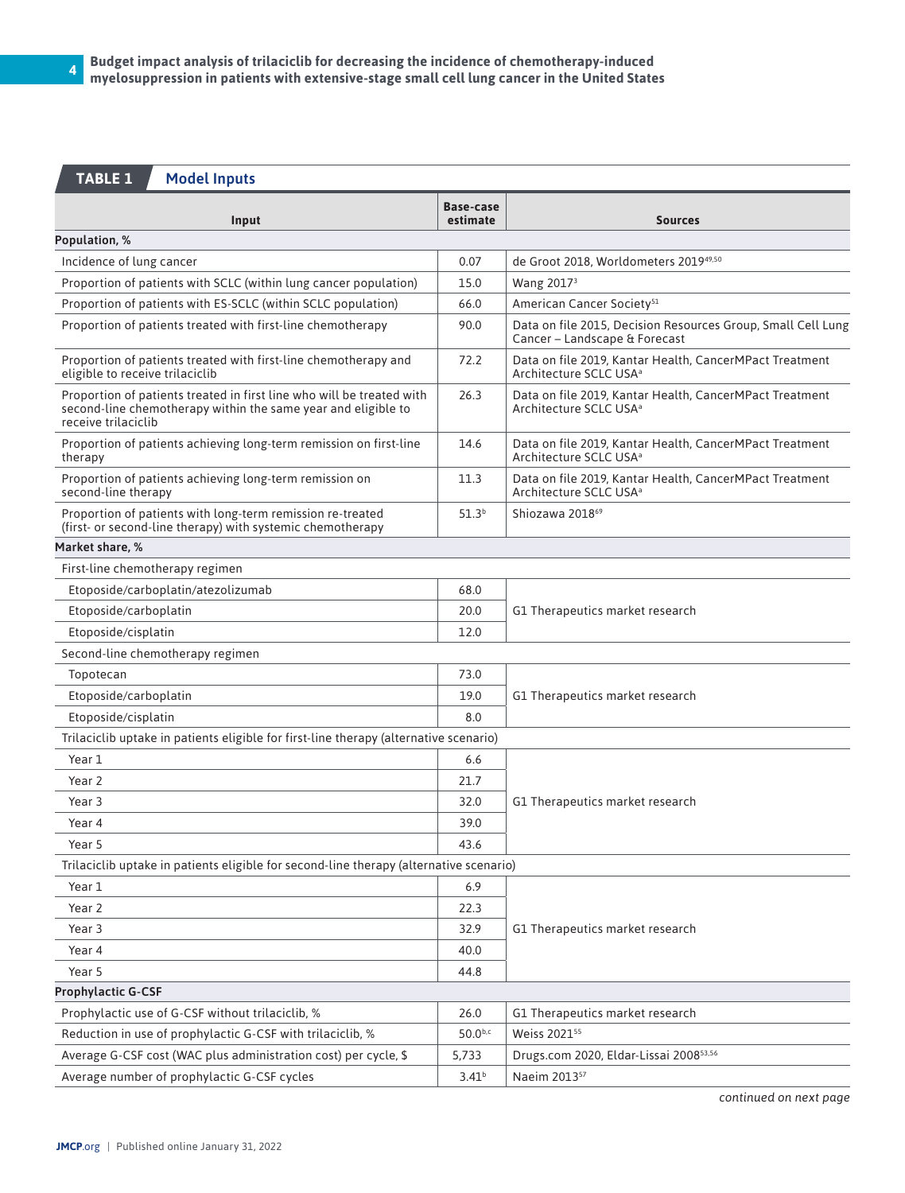**TABLE 1 Model Inputs**

| Input | Base-case estimate | Sources |
|---|---|---|
| **Population, %** | | |
| Incidence of lung cancer | 0.07 | de Groot 2018, Worldometers 2019[49,50] |
| Proportion of patients with SCLC (within lung cancer population) | 15.0 | Wang 2017[3] |
| Proportion of patients with ES-SCLC (within SCLC population) | 66.0 | American Cancer Society[51] |
| Proportion of patients treated with first-line chemotherapy | 90.0 | Data on file 2015, Decision Resources Group, Small Cell Lung Cancer – Landscape & Forecast |
| Proportion of patients treated with first-line chemotherapy and eligible to receive trilaciclib | 72.2 | Data on file 2019, Kantar Health, CancerMPact Treatment Architecture SCLC USA[a] |
| Proportion of patients treated in first line who will be treated with second-line chemotherapy within the same year and eligible to receive trilaciclib | 26.3 | Data on file 2019, Kantar Health, CancerMPact Treatment Architecture SCLC USA[a] |
| Proportion of patients achieving long-term remission on first-line therapy | 14.6 | Data on file 2019, Kantar Health, CancerMPact Treatment Architecture SCLC USA[a] |
| Proportion of patients achieving long-term remission on second-line therapy | 11.3 | Data on file 2019, Kantar Health, CancerMPact Treatment Architecture SCLC USA[a] |
| Proportion of patients with long-term remission re-treated (first- or second-line therapy) with systemic chemotherapy | 51.3[b] | Shiozawa 2018[69] |
| **Market share, %** | | |
| First-line chemotherapy regimen | | |
| Etoposide/carboplatin/atezolizumab | 68.0 | G1 Therapeutics market research |
| Etoposide/carboplatin | 20.0 | |
| Etoposide/cisplatin | 12.0 | |
| Second-line chemotherapy regimen | | |
| Topotecan | 73.0 | G1 Therapeutics market research |
| Etoposide/carboplatin | 19.0 | |
| Etoposide/cisplatin | 8.0 | |
| Trilaciclib uptake in patients eligible for first-line therapy (alternative scenario) | | |
| Year 1 | 6.6 | G1 Therapeutics market research |
| Year 2 | 21.7 | |
| Year 3 | 32.0 | |
| Year 4 | 39.0 | |
| Year 5 | 43.6 | |
| Trilaciclib uptake in patients eligible for second-line therapy (alternative scenario) | | |
| Year 1 | 6.9 | G1 Therapeutics market research |
| Year 2 | 22.3 | |
| Year 3 | 32.9 | |
| Year 4 | 40.0 | |
| Year 5 | 44.8 | |
| **Prophylactic G-CSF** | | |
| Prophylactic use of G-CSF without trilaciclib, % | 26.0 | G1 Therapeutics market research |
| Reduction in use of prophylactic G-CSF with trilaciclib, % | 50.0[b,c] | Weiss 2021[55] |
| Average G-CSF cost (WAC plus administration cost) per cycle, $ | 5,733 | Drugs.com 2020, Eldar-Lissai 2008[53,56] |
| Average number of prophylactic G-CSF cycles | 3.41[b] | Naeim 2013[57] |

*continued on next page*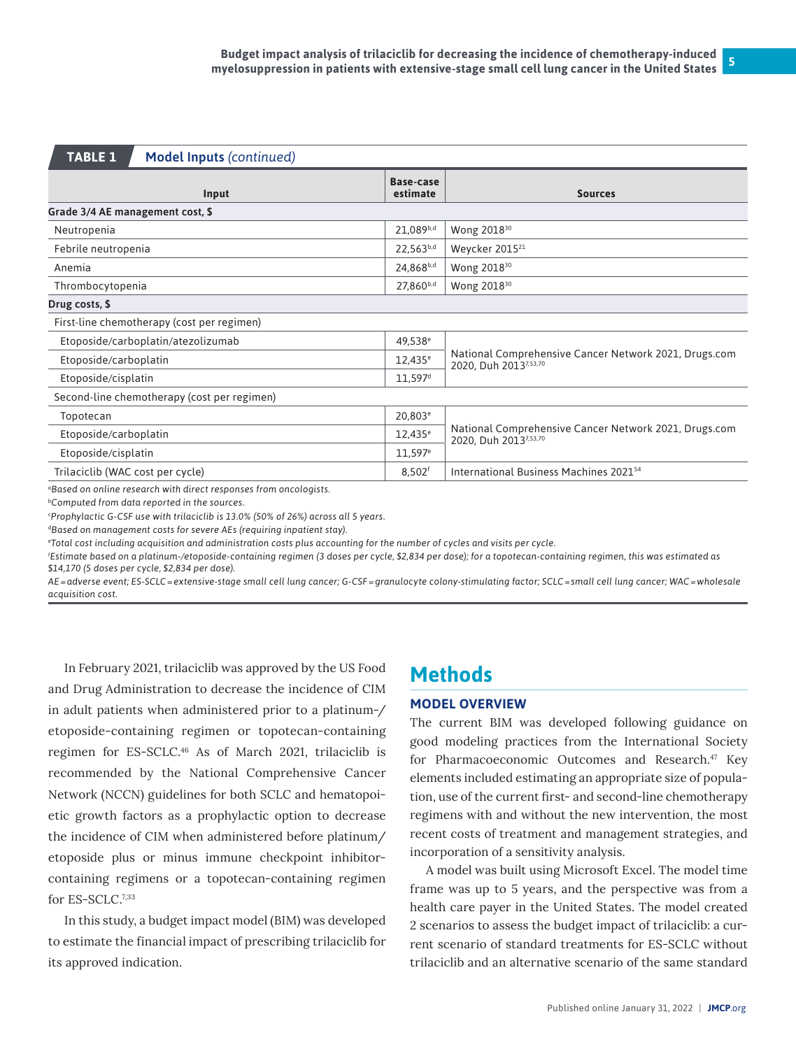**TABLE 1 Model Inputs** *(continued)*

| Input | Base-case estimate | Sources |
|---|---|---|
| **Grade 3/4 AE management cost, $** | | |
| Neutropenia | 21,089[b,d] | Wong 2018[30] |
| Febrile neutropenia | 22,563[b,d] | Weycker 2015[21] |
| Anemia | 24,868[b,d] | Wong 2018[30] |
| Thrombocytopenia | 27,860[b,d] | Wong 2018[30] |
| **Drug costs, $** | | |
| First-line chemotherapy (cost per regimen) | | |
| Etoposide/carboplatin/atezolizumab | 49,538[e] | National Comprehensive Cancer Network 2021, Drugs.com 2020, Duh 2013[7,53,70] |
| Etoposide/carboplatin | 12,435[e] | |
| Etoposide/cisplatin | 11,597[d] | |
| Second-line chemotherapy (cost per regimen) | | |
| Topotecan | 20,803[e] | National Comprehensive Cancer Network 2021, Drugs.com 2020, Duh 2013[7,53,70] |
| Etoposide/carboplatin | 12,435[e] | |
| Etoposide/cisplatin | 11,597[e] | |
| Trilaciclib (WAC cost per cycle) | 8,502[f] | International Business Machines 2021[54] |

[a]Based on online research with direct responses from oncologists.
[b]Computed from data reported in the sources.
[c]Prophylactic G-CSF use with trilaciclib is 13.0% (50% of 26%) across all 5 years.
[d]Based on management costs for severe AEs (requiring inpatient stay).
[e]Total cost including acquisition and administration costs plus accounting for the number of cycles and visits per cycle.
[f]Estimate based on a platinum-/etoposide-containing regimen (3 doses per cycle, $2,834 per dose); for a topotecan-containing regimen, this was estimated as $14,170 (5 doses per cycle, $2,834 per dose).
AE = adverse event; ES-SCLC = extensive-stage small cell lung cancer; G-CSF = granulocyte colony-stimulating factor; SCLC = small cell lung cancer; WAC = wholesale acquisition cost.

In February 2021, trilaciclib was approved by the US Food and Drug Administration to decrease the incidence of CIM in adult patients when administered prior to a platinum-/etoposide-containing regimen or topotecan-containing regimen for ES-SCLC.[46] As of March 2021, trilaciclib is recommended by the National Comprehensive Cancer Network (NCCN) guidelines for both SCLC and hematopoietic growth factors as a prophylactic option to decrease the incidence of CIM when administered before platinum/etoposide plus or minus immune checkpoint inhibitor-containing regimens or a topotecan-containing regimen for ES-SCLC.[7,33]

In this study, a budget impact model (BIM) was developed to estimate the financial impact of prescribing trilaciclib for its approved indication.

# Methods

## MODEL OVERVIEW

The current BIM was developed following guidance on good modeling practices from the International Society for Pharmacoeconomic Outcomes and Research.[47] Key elements included estimating an appropriate size of population, use of the current first- and second-line chemotherapy regimens with and without the new intervention, the most recent costs of treatment and management strategies, and incorporation of a sensitivity analysis.

A model was built using Microsoft Excel. The model time frame was up to 5 years, and the perspective was from a health care payer in the United States. The model created 2 scenarios to assess the budget impact of trilaciclib: a current scenario of standard treatments for ES-SCLC without trilaciclib and an alternative scenario of the same standard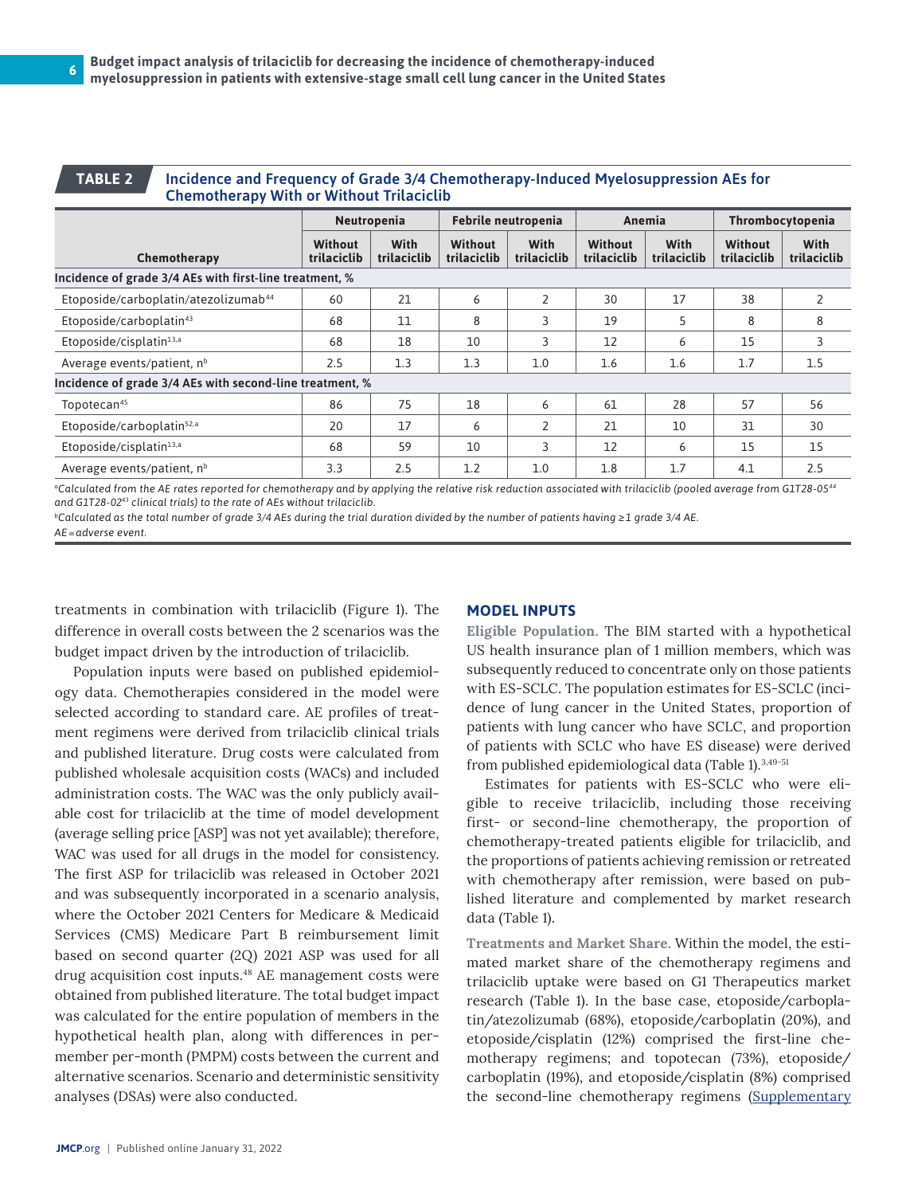**TABLE 2** Incidence and Frequency of Grade 3/4 Chemotherapy-Induced Myelosuppression AEs for Chemotherapy With or Without Trilaciclib

| Chemotherapy | Neutropenia | | Febrile neutropenia | | Anemia | | Thrombocytopenia | |
|---|---|---|---|---|---|---|---|---|
| | Without trilaciclib | With trilaciclib | Without trilaciclib | With trilaciclib | Without trilaciclib | With trilaciclib | Without trilaciclib | With trilaciclib |
| **Incidence of grade 3/4 AEs with first-line treatment, %** | | | | | | | | |
| Etoposide/carboplatin/atezolizumab[44] | 60 | 21 | 6 | 2 | 30 | 17 | 38 | 2 |
| Etoposide/carboplatin[43] | 68 | 11 | 8 | 3 | 19 | 5 | 8 | 8 |
| Etoposide/cisplatin[13,a] | 68 | 18 | 10 | 3 | 12 | 6 | 15 | 3 |
| Average events/patient, n[b] | 2.5 | 1.3 | 1.3 | 1.0 | 1.6 | 1.6 | 1.7 | 1.5 |
| **Incidence of grade 3/4 AEs with second-line treatment, %** | | | | | | | | |
| Topotecan[45] | 86 | 75 | 18 | 6 | 61 | 28 | 57 | 56 |
| Etoposide/carboplatin[52,a] | 20 | 17 | 6 | 2 | 21 | 10 | 31 | 30 |
| Etoposide/cisplatin[13,a] | 68 | 59 | 10 | 3 | 12 | 6 | 15 | 15 |
| Average events/patient, n[b] | 3.3 | 2.5 | 1.2 | 1.0 | 1.8 | 1.7 | 4.1 | 2.5 |

[a]*Calculated from the AE rates reported for chemotherapy and by applying the relative risk reduction associated with trilaciclib (pooled average from G1T28-05[44] and G1T28-02[43] clinical trials) to the rate of AEs without trilaciclib.*

[b]*Calculated as the total number of grade 3/4 AEs during the trial duration divided by the number of patients having ≥1 grade 3/4 AE.*

*AE = adverse event.*

treatments in combination with trilaciclib (Figure 1). The difference in overall costs between the 2 scenarios was the budget impact driven by the introduction of trilaciclib.

Population inputs were based on published epidemiology data. Chemotherapies considered in the model were selected according to standard care. AE profiles of treatment regimens were derived from trilaciclib clinical trials and published literature. Drug costs were calculated from published wholesale acquisition costs (WACs) and included administration costs. The WAC was the only publicly available cost for trilaciclib at the time of model development (average selling price [ASP] was not yet available); therefore, WAC was used for all drugs in the model for consistency. The first ASP for trilaciclib was released in October 2021 and was subsequently incorporated in a scenario analysis, where the October 2021 Centers for Medicare & Medicaid Services (CMS) Medicare Part B reimbursement limit based on second quarter (2Q) 2021 ASP was used for all drug acquisition cost inputs.[48] AE management costs were obtained from published literature. The total budget impact was calculated for the entire population of members in the hypothetical health plan, along with differences in per-member per-month (PMPM) costs between the current and alternative scenarios. Scenario and deterministic sensitivity analyses (DSAs) were also conducted.

## MODEL INPUTS

**Eligible Population.** The BIM started with a hypothetical US health insurance plan of 1 million members, which was subsequently reduced to concentrate only on those patients with ES-SCLC. The population estimates for ES-SCLC (incidence of lung cancer in the United States, proportion of patients with lung cancer who have SCLC, and proportion of patients with SCLC who have ES disease) were derived from published epidemiological data (Table 1).[3,49-51]

Estimates for patients with ES-SCLC who were eligible to receive trilaciclib, including those receiving first- or second-line chemotherapy, the proportion of chemotherapy-treated patients eligible for trilaciclib, and the proportions of patients achieving remission or retreated with chemotherapy after remission, were based on published literature and complemented by market research data (Table 1).

**Treatments and Market Share.** Within the model, the estimated market share of the chemotherapy regimens and trilaciclib uptake were based on G1 Therapeutics market research (Table 1). In the base case, etoposide/carboplatin/atezolizumab (68%), etoposide/carboplatin (20%), and etoposide/cisplatin (12%) comprised the first-line chemotherapy regimens; and topotecan (73%), etoposide/carboplatin (19%), and etoposide/cisplatin (8%) comprised the second-line chemotherapy regimens (Supplementary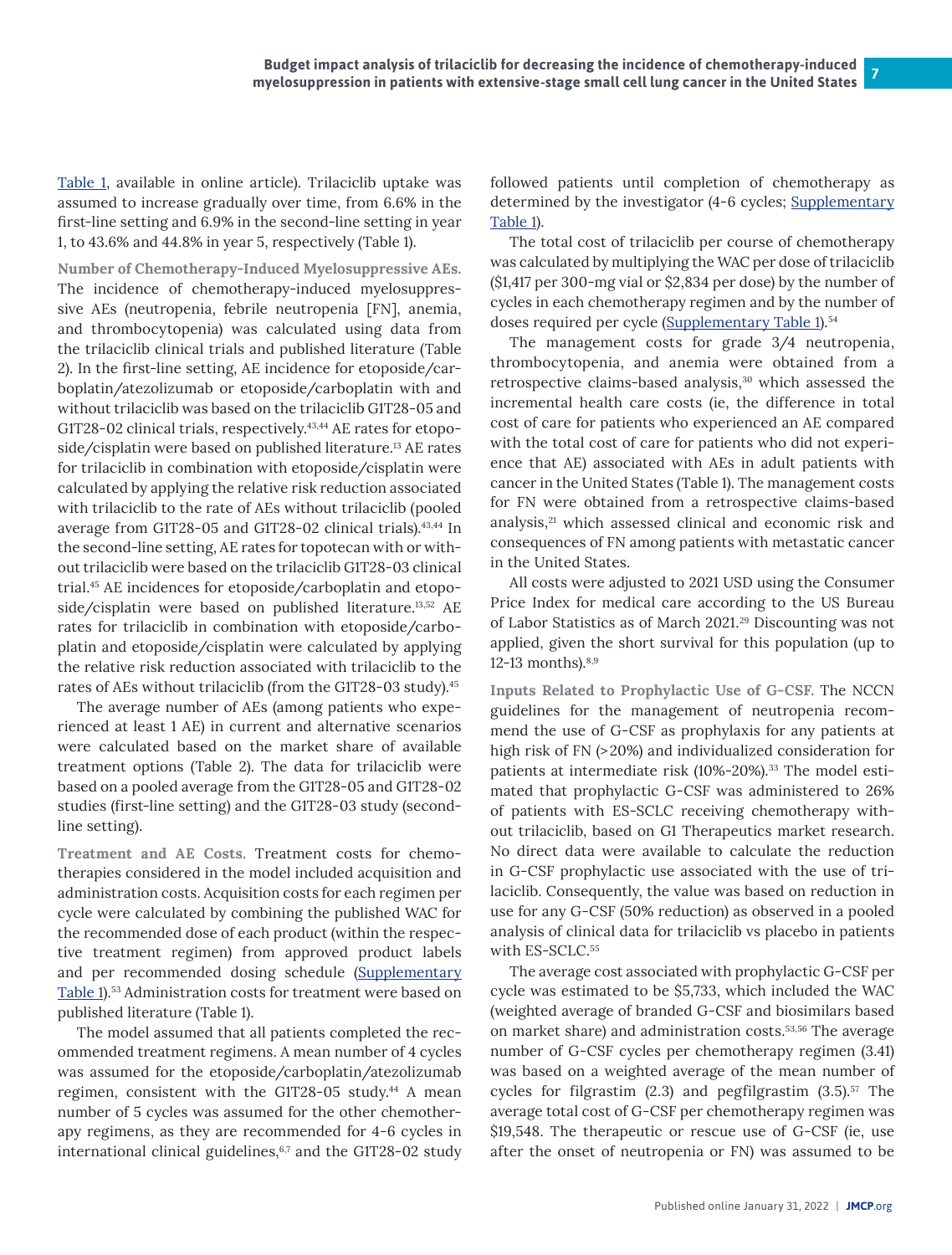Table 1, available in online article). Trilaciclib uptake was assumed to increase gradually over time, from 6.6% in the first-line setting and 6.9% in the second-line setting in year 1, to 43.6% and 44.8% in year 5, respectively (Table 1).

**Number of Chemotherapy-Induced Myelosuppressive AEs.** The incidence of chemotherapy-induced myelosuppressive AEs (neutropenia, febrile neutropenia [FN], anemia, and thrombocytopenia) was calculated using data from the trilaciclib clinical trials and published literature (Table 2). In the first-line setting, AE incidence for etoposide/carboplatin/atezolizumab or etoposide/carboplatin with and without trilaciclib was based on the trilaciclib G1T28-05 and G1T28-02 clinical trials, respectively.[43,44] AE rates for etoposide/cisplatin were based on published literature.[13] AE rates for trilaciclib in combination with etoposide/cisplatin were calculated by applying the relative risk reduction associated with trilaciclib to the rate of AEs without trilaciclib (pooled average from G1T28-05 and G1T28-02 clinical trials).[43,44] In the second-line setting, AE rates for topotecan with or without trilaciclib were based on the trilaciclib G1T28-03 clinical trial.[45] AE incidences for etoposide/carboplatin and etoposide/cisplatin were based on published literature.[13,52] AE rates for trilaciclib in combination with etoposide/carboplatin and etoposide/cisplatin were calculated by applying the relative risk reduction associated with trilaciclib to the rates of AEs without trilaciclib (from the G1T28-03 study).[45]

The average number of AEs (among patients who experienced at least 1 AE) in current and alternative scenarios were calculated based on the market share of available treatment options (Table 2). The data for trilaciclib were based on a pooled average from the G1T28-05 and G1T28-02 studies (first-line setting) and the G1T28-03 study (second-line setting).

**Treatment and AE Costs.** Treatment costs for chemotherapies considered in the model included acquisition and administration costs. Acquisition costs for each regimen per cycle were calculated by combining the published WAC for the recommended dose of each product (within the respective treatment regimen) from approved product labels and per recommended dosing schedule (Supplementary Table 1).[53] Administration costs for treatment were based on published literature (Table 1).

The model assumed that all patients completed the recommended treatment regimens. A mean number of 4 cycles was assumed for the etoposide/carboplatin/atezolizumab regimen, consistent with the G1T28-05 study.[44] A mean number of 5 cycles was assumed for the other chemotherapy regimens, as they are recommended for 4-6 cycles in international clinical guidelines,[6,7] and the G1T28-02 study followed patients until completion of chemotherapy as determined by the investigator (4-6 cycles; Supplementary Table 1).

The total cost of trilaciclib per course of chemotherapy was calculated by multiplying the WAC per dose of trilaciclib ($1,417 per 300-mg vial or $2,834 per dose) by the number of cycles in each chemotherapy regimen and by the number of doses required per cycle (Supplementary Table 1).[54]

The management costs for grade 3/4 neutropenia, thrombocytopenia, and anemia were obtained from a retrospective claims-based analysis,[30] which assessed the incremental health care costs (ie, the difference in total cost of care for patients who experienced an AE compared with the total cost of care for patients who did not experience that AE) associated with AEs in adult patients with cancer in the United States (Table 1). The management costs for FN were obtained from a retrospective claims-based analysis,[21] which assessed clinical and economic risk and consequences of FN among patients with metastatic cancer in the United States.

All costs were adjusted to 2021 USD using the Consumer Price Index for medical care according to the US Bureau of Labor Statistics as of March 2021.[29] Discounting was not applied, given the short survival for this population (up to 12-13 months).[8,9]

**Inputs Related to Prophylactic Use of G-CSF.** The NCCN guidelines for the management of neutropenia recommend the use of G-CSF as prophylaxis for any patients at high risk of FN (>20%) and individualized consideration for patients at intermediate risk (10%-20%).[33] The model estimated that prophylactic G-CSF was administered to 26% of patients with ES-SCLC receiving chemotherapy without trilaciclib, based on G1 Therapeutics market research. No direct data were available to calculate the reduction in G-CSF prophylactic use associated with the use of trilaciclib. Consequently, the value was based on reduction in use for any G-CSF (50% reduction) as observed in a pooled analysis of clinical data for trilaciclib vs placebo in patients with ES-SCLC.[55]

The average cost associated with prophylactic G-CSF per cycle was estimated to be $5,733, which included the WAC (weighted average of branded G-CSF and biosimilars based on market share) and administration costs.[53,56] The average number of G-CSF cycles per chemotherapy regimen (3.41) was based on a weighted average of the mean number of cycles for filgrastim (2.3) and pegfilgrastim (3.5).[57] The average total cost of G-CSF per chemotherapy regimen was $19,548. The therapeutic or rescue use of G-CSF (ie, use after the onset of neutropenia or FN) was assumed to be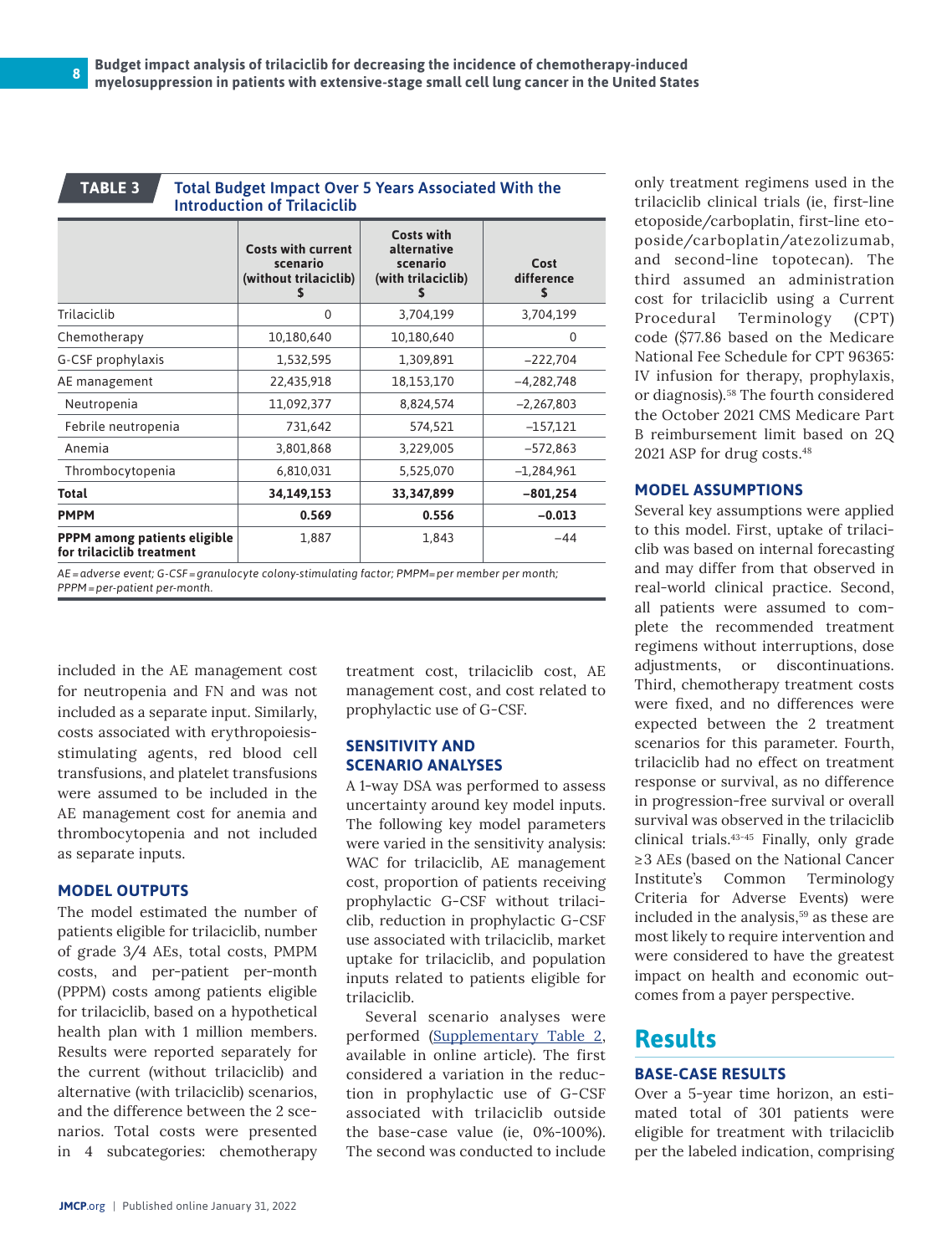**TABLE 3 Total Budget Impact Over 5 Years Associated With the Introduction of Trilaciclib**

|  | Costs with current scenario (without trilaciclib) $ | Costs with alternative scenario (with trilaciclib) $ | Cost difference $ |
|---|---|---|---|
| Trilaciclib | 0 | 3,704,199 | 3,704,199 |
| Chemotherapy | 10,180,640 | 10,180,640 | 0 |
| G-CSF prophylaxis | 1,532,595 | 1,309,891 | −222,704 |
| AE management | 22,435,918 | 18,153,170 | −4,282,748 |
| Neutropenia | 11,092,377 | 8,824,574 | −2,267,803 |
| Febrile neutropenia | 731,642 | 574,521 | −157,121 |
| Anemia | 3,801,868 | 3,229,005 | −572,863 |
| Thrombocytopenia | 6,810,031 | 5,525,070 | −1,284,961 |
| **Total** | **34,149,153** | **33,347,899** | **−801,254** |
| **PMPM** | **0.569** | **0.556** | **−0.013** |
| **PPPM among patients eligible for trilaciclib treatment** | 1,887 | 1,843 | −44 |

*AE = adverse event; G-CSF = granulocyte colony-stimulating factor; PMPM = per member per month; PPPM = per-patient per-month.*

included in the AE management cost for neutropenia and FN and was not included as a separate input. Similarly, costs associated with erythropoiesis-stimulating agents, red blood cell transfusions, and platelet transfusions were assumed to be included in the AE management cost for anemia and thrombocytopenia and not included as separate inputs.

### MODEL OUTPUTS

The model estimated the number of patients eligible for trilaciclib, number of grade 3/4 AEs, total costs, PMPM costs, and per-patient per-month (PPPM) costs among patients eligible for trilaciclib, based on a hypothetical health plan with 1 million members. Results were reported separately for the current (without trilaciclib) and alternative (with trilaciclib) scenarios, and the difference between the 2 scenarios. Total costs were presented in 4 subcategories: chemotherapy treatment cost, trilaciclib cost, AE management cost, and cost related to prophylactic use of G-CSF.

### SENSITIVITY AND SCENARIO ANALYSES

A 1-way DSA was performed to assess uncertainty around key model inputs. The following key model parameters were varied in the sensitivity analysis: WAC for trilaciclib, AE management cost, proportion of patients receiving prophylactic G-CSF without trilaciclib, reduction in prophylactic G-CSF use associated with trilaciclib, market uptake for trilaciclib, and population inputs related to patients eligible for trilaciclib.

Several scenario analyses were performed (Supplementary Table 2, available in online article). The first considered a variation in the reduction in prophylactic use of G-CSF associated with trilaciclib outside the base-case value (ie, 0%-100%). The second was conducted to include only treatment regimens used in the trilaciclib clinical trials (ie, first-line etoposide/carboplatin, first-line etoposide/carboplatin/atezolizumab, and second-line topotecan). The third assumed an administration cost for trilaciclib using a Current Procedural Terminology (CPT) code ($77.86 based on the Medicare National Fee Schedule for CPT 96365: IV infusion for therapy, prophylaxis, or diagnosis).[58] The fourth considered the October 2021 CMS Medicare Part B reimbursement limit based on 2Q 2021 ASP for drug costs.[48]

### MODEL ASSUMPTIONS

Several key assumptions were applied to this model. First, uptake of trilaciclib was based on internal forecasting and may differ from that observed in real-world clinical practice. Second, all patients were assumed to complete the recommended treatment regimens without interruptions, dose adjustments, or discontinuations. Third, chemotherapy treatment costs were fixed, and no differences were expected between the 2 treatment scenarios for this parameter. Fourth, trilaciclib had no effect on treatment response or survival, as no difference in progression-free survival or overall survival was observed in the trilaciclib clinical trials.[43-45] Finally, only grade ≥3 AEs (based on the National Cancer Institute's Common Terminology Criteria for Adverse Events) were included in the analysis,[59] as these are most likely to require intervention and were considered to have the greatest impact on health and economic outcomes from a payer perspective.

## Results

### BASE-CASE RESULTS

Over a 5-year time horizon, an estimated total of 301 patients were eligible for treatment with trilaciclib per the labeled indication, comprising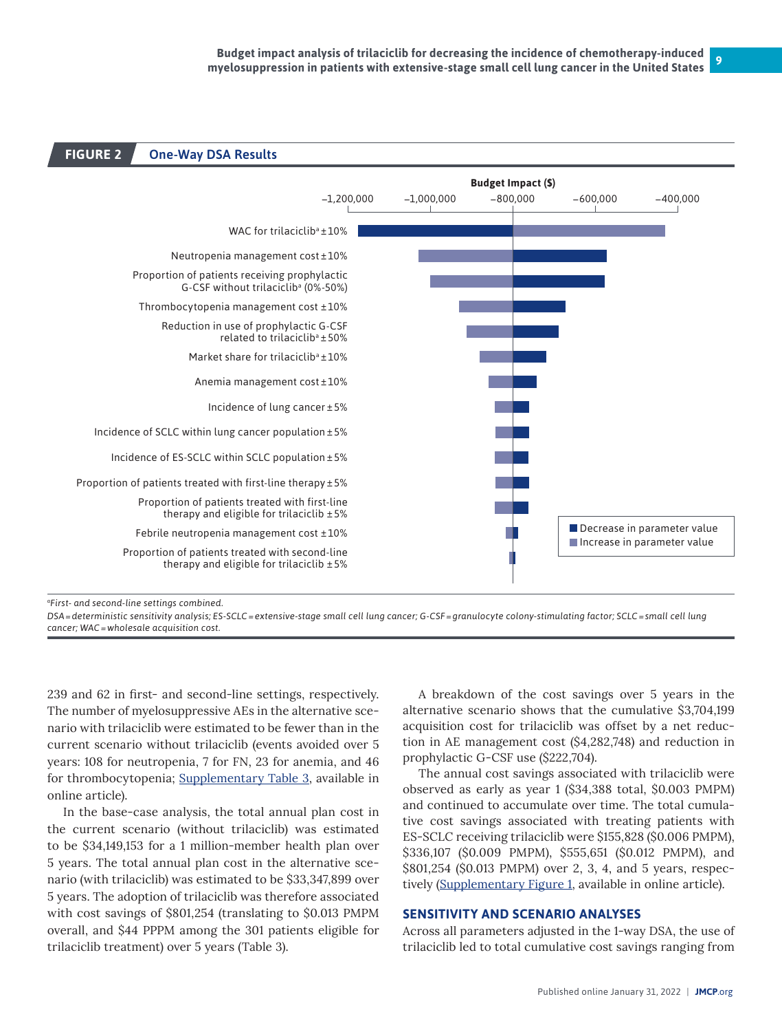**FIGURE 2 One-Way DSA Results**

Budget Impact ($)

| Parameter |
|---|
| WAC for trilaciclib[a] ± 10% |
| Neutropenia management cost ± 10% |
| Proportion of patients receiving prophylactic G-CSF without trilaciclib[a] (0%-50%) |
| Thrombocytopenia management cost ± 10% |
| Reduction in use of prophylactic G-CSF related to trilaciclib[a] ± 50% |
| Market share for trilaciclib[a] ± 10% |
| Anemia management cost ± 10% |
| Incidence of lung cancer ± 5% |
| Incidence of SCLC within lung cancer population ± 5% |
| Incidence of ES-SCLC within SCLC population ± 5% |
| Proportion of patients treated with first-line therapy ± 5% |
| Proportion of patients treated with first-line therapy and eligible for trilaciclib ± 5% |
| Febrile neutropenia management cost ± 10% |
| Proportion of patients treated with second-line therapy and eligible for trilaciclib ± 5% |

Decrease in parameter value / Increase in parameter value

[a]First- and second-line settings combined.

DSA = deterministic sensitivity analysis; ES-SCLC = extensive-stage small cell lung cancer; G-CSF = granulocyte colony-stimulating factor; SCLC = small cell lung cancer; WAC = wholesale acquisition cost.

239 and 62 in first- and second-line settings, respectively. The number of myelosuppressive AEs in the alternative scenario with trilaciclib were estimated to be fewer than in the current scenario without trilaciclib (events avoided over 5 years: 108 for neutropenia, 7 for FN, 23 for anemia, and 46 for thrombocytopenia; Supplementary Table 3, available in online article).

In the base-case analysis, the total annual plan cost in the current scenario (without trilaciclib) was estimated to be $34,149,153 for a 1 million-member health plan over 5 years. The total annual plan cost in the alternative scenario (with trilaciclib) was estimated to be $33,347,899 over 5 years. The adoption of trilaciclib was therefore associated with cost savings of $801,254 (translating to $0.013 PMPM overall, and $44 PPPM among the 301 patients eligible for trilaciclib treatment) over 5 years (Table 3).

A breakdown of the cost savings over 5 years in the alternative scenario shows that the cumulative $3,704,199 acquisition cost for trilaciclib was offset by a net reduction in AE management cost ($4,282,748) and reduction in prophylactic G-CSF use ($222,704).

The annual cost savings associated with trilaciclib were observed as early as year 1 ($34,388 total, $0.003 PMPM) and continued to accumulate over time. The total cumulative cost savings associated with treating patients with ES-SCLC receiving trilaciclib were $155,828 ($0.006 PMPM), $336,107 ($0.009 PMPM), $555,651 ($0.012 PMPM), and $801,254 ($0.013 PMPM) over 2, 3, 4, and 5 years, respectively (Supplementary Figure 1, available in online article).

## SENSITIVITY AND SCENARIO ANALYSES

Across all parameters adjusted in the 1-way DSA, the use of trilaciclib led to total cumulative cost savings ranging from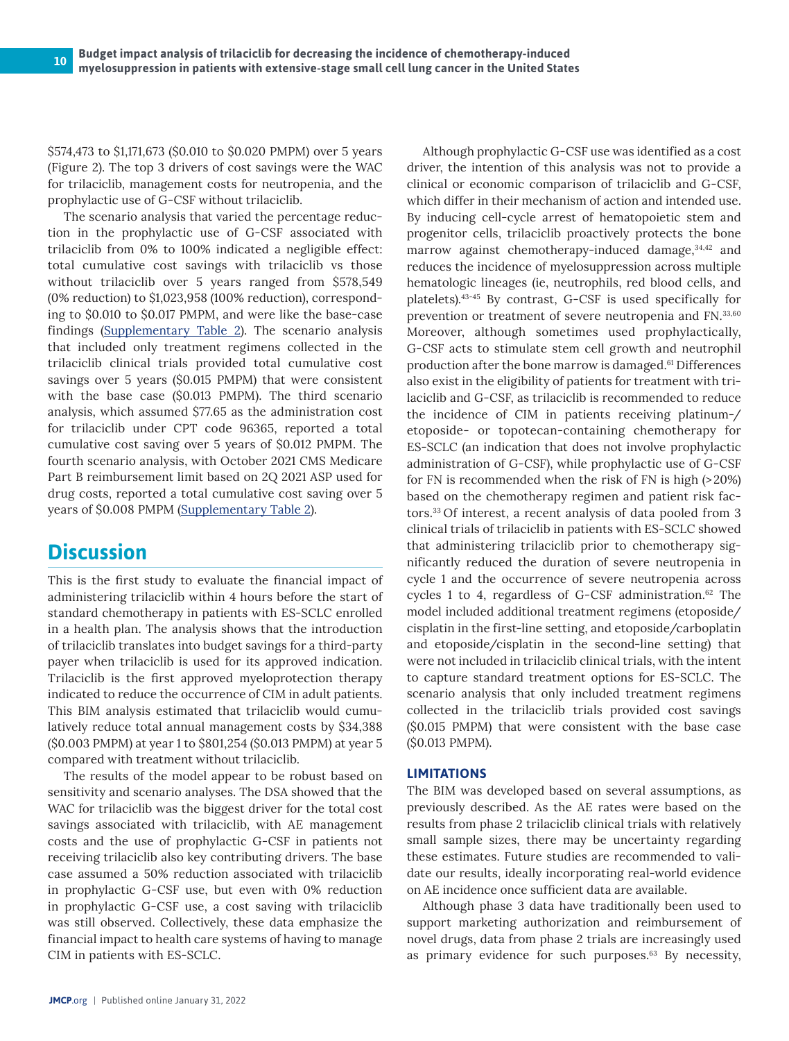$574,473 to $1,171,673 ($0.010 to $0.020 PMPM) over 5 years (Figure 2). The top 3 drivers of cost savings were the WAC for trilaciclib, management costs for neutropenia, and the prophylactic use of G-CSF without trilaciclib.

The scenario analysis that varied the percentage reduction in the prophylactic use of G-CSF associated with trilaciclib from 0% to 100% indicated a negligible effect: total cumulative cost savings with trilaciclib vs those without trilaciclib over 5 years ranged from $578,549 (0% reduction) to $1,023,958 (100% reduction), corresponding to $0.010 to $0.017 PMPM, and were like the base-case findings (Supplementary Table 2). The scenario analysis that included only treatment regimens collected in the trilaciclib clinical trials provided total cumulative cost savings over 5 years ($0.015 PMPM) that were consistent with the base case ($0.013 PMPM). The third scenario analysis, which assumed $77.65 as the administration cost for trilaciclib under CPT code 96365, reported a total cumulative cost saving over 5 years of $0.012 PMPM. The fourth scenario analysis, with October 2021 CMS Medicare Part B reimbursement limit based on 2Q 2021 ASP used for drug costs, reported a total cumulative cost saving over 5 years of $0.008 PMPM (Supplementary Table 2).

## Discussion

This is the first study to evaluate the financial impact of administering trilaciclib within 4 hours before the start of standard chemotherapy in patients with ES-SCLC enrolled in a health plan. The analysis shows that the introduction of trilaciclib translates into budget savings for a third-party payer when trilaciclib is used for its approved indication. Trilaciclib is the first approved myeloprotection therapy indicated to reduce the occurrence of CIM in adult patients. This BIM analysis estimated that trilaciclib would cumulatively reduce total annual management costs by $34,388 ($0.003 PMPM) at year 1 to $801,254 ($0.013 PMPM) at year 5 compared with treatment without trilaciclib.

The results of the model appear to be robust based on sensitivity and scenario analyses. The DSA showed that the WAC for trilaciclib was the biggest driver for the total cost savings associated with trilaciclib, with AE management costs and the use of prophylactic G-CSF in patients not receiving trilaciclib also key contributing drivers. The base case assumed a 50% reduction associated with trilaciclib in prophylactic G-CSF use, but even with 0% reduction in prophylactic G-CSF use, a cost saving with trilaciclib was still observed. Collectively, these data emphasize the financial impact to health care systems of having to manage CIM in patients with ES-SCLC.

Although prophylactic G-CSF use was identified as a cost driver, the intention of this analysis was not to provide a clinical or economic comparison of trilaciclib and G-CSF, which differ in their mechanism of action and intended use. By inducing cell-cycle arrest of hematopoietic stem and progenitor cells, trilaciclib proactively protects the bone marrow against chemotherapy-induced damage,[34,42] and reduces the incidence of myelosuppression across multiple hematologic lineages (ie, neutrophils, red blood cells, and platelets).[43-45] By contrast, G-CSF is used specifically for prevention or treatment of severe neutropenia and FN.[33,60] Moreover, although sometimes used prophylactically, G-CSF acts to stimulate stem cell growth and neutrophil production after the bone marrow is damaged.[61] Differences also exist in the eligibility of patients for treatment with trilaciclib and G-CSF, as trilaciclib is recommended to reduce the incidence of CIM in patients receiving platinum-/etoposide- or topotecan-containing chemotherapy for ES-SCLC (an indication that does not involve prophylactic administration of G-CSF), while prophylactic use of G-CSF for FN is recommended when the risk of FN is high (>20%) based on the chemotherapy regimen and patient risk factors.[33] Of interest, a recent analysis of data pooled from 3 clinical trials of trilaciclib in patients with ES-SCLC showed that administering trilaciclib prior to chemotherapy significantly reduced the duration of severe neutropenia in cycle 1 and the occurrence of severe neutropenia across cycles 1 to 4, regardless of G-CSF administration.[62] The model included additional treatment regimens (etoposide/cisplatin in the first-line setting, and etoposide/carboplatin and etoposide/cisplatin in the second-line setting) that were not included in trilaciclib clinical trials, with the intent to capture standard treatment options for ES-SCLC. The scenario analysis that only included treatment regimens collected in the trilaciclib trials provided cost savings ($0.015 PMPM) that were consistent with the base case ($0.013 PMPM).

### LIMITATIONS

The BIM was developed based on several assumptions, as previously described. As the AE rates were based on the results from phase 2 trilaciclib clinical trials with relatively small sample sizes, there may be uncertainty regarding these estimates. Future studies are recommended to validate our results, ideally incorporating real-world evidence on AE incidence once sufficient data are available.

Although phase 3 data have traditionally been used to support marketing authorization and reimbursement of novel drugs, data from phase 2 trials are increasingly used as primary evidence for such purposes.[63] By necessity,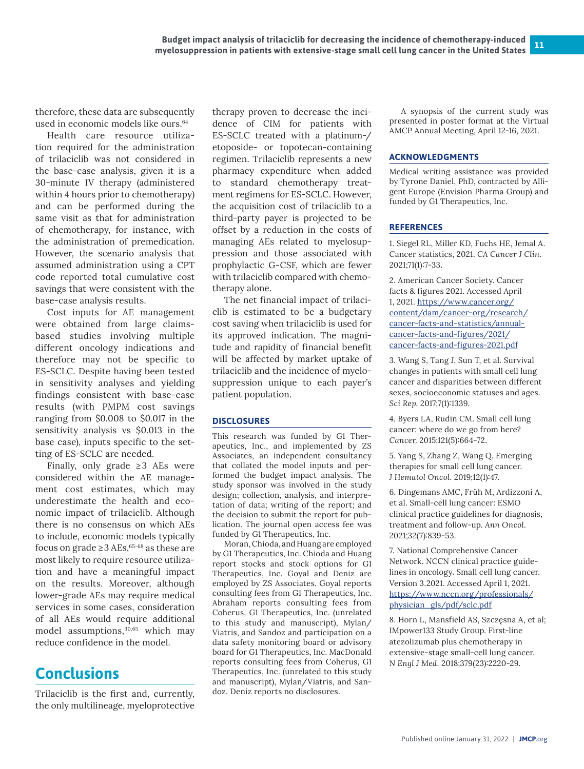therefore, these data are subsequently used in economic models like ours.[64]

Health care resource utilization required for the administration of trilaciclib was not considered in the base-case analysis, given it is a 30-minute IV therapy (administered within 4 hours prior to chemotherapy) and can be performed during the same visit as that for administration of chemotherapy, for instance, with the administration of premedication. However, the scenario analysis that assumed administration using a CPT code reported total cumulative cost savings that were consistent with the base-case analysis results.

Cost inputs for AE management were obtained from large claims-based studies involving multiple different oncology indications and therefore may not be specific to ES-SCLC. Despite having been tested in sensitivity analyses and yielding findings consistent with base-case results (with PMPM cost savings ranging from \$0.008 to \$0.017 in the sensitivity analysis vs \$0.013 in the base case), inputs specific to the setting of ES-SCLC are needed.

Finally, only grade ≥3 AEs were considered within the AE management cost estimates, which may underestimate the health and economic impact of trilaciclib. Although there is no consensus on which AEs to include, economic models typically focus on grade ≥3 AEs,[65-68] as these are most likely to require resource utilization and have a meaningful impact on the results. Moreover, although lower-grade AEs may require medical services in some cases, consideration of all AEs would require additional model assumptions,[30,65] which may reduce confidence in the model.

# Conclusions

Trilaciclib is the first and, currently, the only multilineage, myeloprotective therapy proven to decrease the incidence of CIM for patients with ES-SCLC treated with a platinum-/etoposide- or topotecan-containing regimen. Trilaciclib represents a new pharmacy expenditure when added to standard chemotherapy treatment regimens for ES-SCLC. However, the acquisition cost of trilaciclib to a third-party payer is projected to be offset by a reduction in the costs of managing AEs related to myelosuppression and those associated with prophylactic G-CSF, which are fewer with trilaciclib compared with chemotherapy alone.

The net financial impact of trilaciclib is estimated to be a budgetary cost saving when trilaciclib is used for its approved indication. The magnitude and rapidity of financial benefit will be affected by market uptake of trilaciclib and the incidence of myelosuppression unique to each payer's patient population.

## DISCLOSURES

This research was funded by G1 Therapeutics, Inc., and implemented by ZS Associates, an independent consultancy that collated the model inputs and performed the budget impact analysis. The study sponsor was involved in the study design; collection, analysis, and interpretation of data; writing of the report; and the decision to submit the report for publication. The journal open access fee was funded by G1 Therapeutics, Inc.

Moran, Chioda, and Huang are employed by G1 Therapeutics, Inc. Chioda and Huang report stocks and stock options for G1 Therapeutics, Inc. Goyal and Deniz are employed by ZS Associates. Goyal reports consulting fees from G1 Therapeutics, Inc. Abraham reports consulting fees from Coherus, G1 Therapeutics, Inc. (unrelated to this study and manuscript), Mylan/Viatris, and Sandoz and participation on a data safety monitoring board or advisory board for G1 Therapeutics, Inc. MacDonald reports consulting fees from Coherus, G1 Therapeutics, Inc. (unrelated to this study and manuscript), Mylan/Viatris, and Sandoz. Deniz reports no disclosures.

A synopsis of the current study was presented in poster format at the Virtual AMCP Annual Meeting, April 12-16, 2021.

## ACKNOWLEDGMENTS

Medical writing assistance was provided by Tyrone Daniel, PhD, contracted by Alligent Europe (Envision Pharma Group) and funded by G1 Therapeutics, Inc.

## REFERENCES

1. Siegel RL, Miller KD, Fuchs HE, Jemal A. Cancer statistics, 2021. CA *Cancer J Clin.* 2021;71(1):7-33.

2. American Cancer Society. Cancer facts & figures 2021. Accessed April 1, 2021. https://www.cancer.org/content/dam/cancer-org/research/cancer-facts-and-statistics/annual-cancer-facts-and-figures/2021/cancer-facts-and-figures-2021.pdf

3. Wang S, Tang J, Sun T, et al. Survival changes in patients with small cell lung cancer and disparities between different sexes, socioeconomic statuses and ages. *Sci Rep.* 2017;7(1):1339.

4. Byers LA, Rudin CM. Small cell lung cancer: where do we go from here? *Cancer.* 2015;121(5):664-72.

5. Yang S, Zhang Z, Wang Q. Emerging therapies for small cell lung cancer. *J Hematol Oncol.* 2019;12(1):47.

6. Dingemans AMC, Früh M, Ardizzoni A, et al. Small-cell lung cancer: ESMO clinical practice guidelines for diagnosis, treatment and follow-up. *Ann Oncol.* 2021;32(7):839-53.

7. National Comprehensive Cancer Network. NCCN clinical practice guidelines in oncology. Small cell lung cancer. Version 3.2021. Accessed April 1, 2021. https://www.nccn.org/professionals/physician_gls/pdf/sclc.pdf

8. Horn L, Mansfield AS, Szczęsna A, et al; IMpower133 Study Group. First-line atezolizumab plus chemotherapy in extensive-stage small-cell lung cancer. *N Engl J Med.* 2018;379(23):2220-29.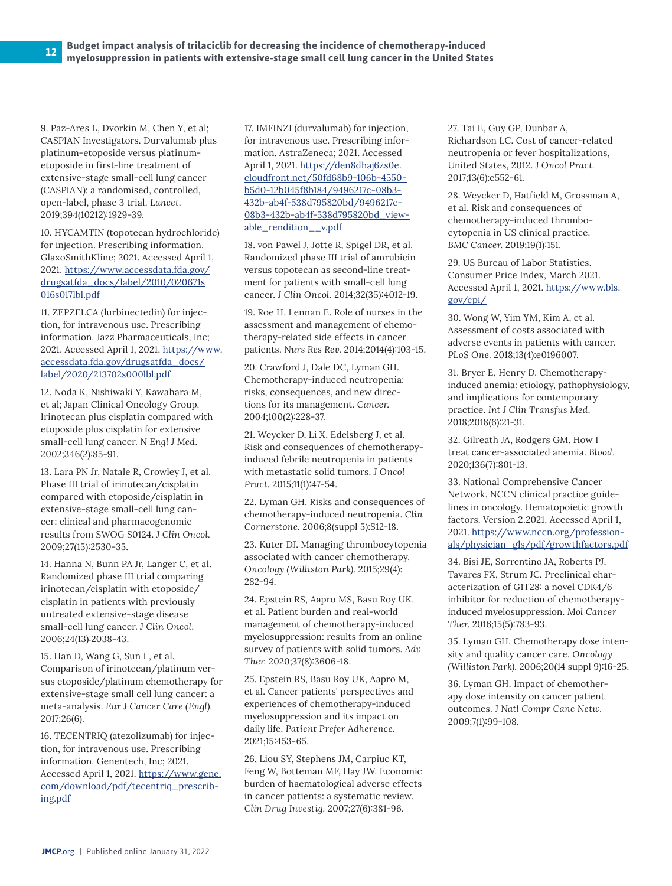9. Paz-Ares L, Dvorkin M, Chen Y, et al; CASPIAN Investigators. Durvalumab plus platinum-etoposide versus platinum-etoposide in first-line treatment of extensive-stage small-cell lung cancer (CASPIAN): a randomised, controlled, open-label, phase 3 trial. *Lancet.* 2019;394(10212):1929-39.

10. HYCAMTIN (topotecan hydrochloride) for injection. Prescribing information. GlaxoSmithKline; 2021. Accessed April 1, 2021. https://www.accessdata.fda.gov/drugsatfda_docs/label/2010/020671s016s017lbl.pdf

11. ZEPZELCA (lurbinectedin) for injection, for intravenous use. Prescribing information. Jazz Pharmaceuticals, Inc; 2021. Accessed April 1, 2021. https://www.accessdata.fda.gov/drugsatfda_docs/label/2020/213702s000lbl.pdf

12. Noda K, Nishiwaki Y, Kawahara M, et al; Japan Clinical Oncology Group. Irinotecan plus cisplatin compared with etoposide plus cisplatin for extensive small-cell lung cancer. *N Engl J Med.* 2002;346(2):85-91.

13. Lara PN Jr, Natale R, Crowley J, et al. Phase III trial of irinotecan/cisplatin compared with etoposide/cisplatin in extensive-stage small-cell lung cancer: clinical and pharmacogenomic results from SWOG S0124. *J Clin Oncol.* 2009;27(15):2530-35.

14. Hanna N, Bunn PA Jr, Langer C, et al. Randomized phase III trial comparing irinotecan/cisplatin with etoposide/cisplatin in patients with previously untreated extensive-stage disease small-cell lung cancer. *J Clin Oncol.* 2006;24(13):2038-43.

15. Han D, Wang G, Sun L, et al. Comparison of irinotecan/platinum versus etoposide/platinum chemotherapy for extensive-stage small cell lung cancer: a meta-analysis. *Eur J Cancer Care (Engl).* 2017;26(6).

16. TECENTRIQ (atezolizumab) for injection, for intravenous use. Prescribing information. Genentech, Inc; 2021. Accessed April 1, 2021. https://www.gene.com/download/pdf/tecentriq_prescribing.pdf

17. IMFINZI (durvalumab) for injection, for intravenous use. Prescribing information. AstraZeneca; 2021. Accessed April 1, 2021. https://den8dhaj6zs0e.cloudfront.net/50fd68b9-106b-4550-b5d0-12b045f8b184/9496217c-08b3-432b-ab4f-538d795820bd/9496217c-08b3-432b-ab4f-538d795820bd_viewable_rendition__v.pdf

18. von Pawel J, Jotte R, Spigel DR, et al. Randomized phase III trial of amrubicin versus topotecan as second-line treatment for patients with small-cell lung cancer. *J Clin Oncol.* 2014;32(35):4012-19.

19. Roe H, Lennan E. Role of nurses in the assessment and management of chemotherapy-related side effects in cancer patients. *Nurs Res Rev.* 2014;2014(4):103-15.

20. Crawford J, Dale DC, Lyman GH. Chemotherapy-induced neutropenia: risks, consequences, and new directions for its management. *Cancer.* 2004;100(2):228-37.

21. Weycker D, Li X, Edelsberg J, et al. Risk and consequences of chemotherapy-induced febrile neutropenia in patients with metastatic solid tumors. *J Oncol Pract.* 2015;11(1):47-54.

22. Lyman GH. Risks and consequences of chemotherapy-induced neutropenia. *Clin Cornerstone.* 2006;8(suppl 5):S12-18.

23. Kuter DJ. Managing thrombocytopenia associated with cancer chemotherapy. *Oncology (Williston Park).* 2015;29(4):282-94.

24. Epstein RS, Aapro MS, Basu Roy UK, et al. Patient burden and real-world management of chemotherapy-induced myelosuppression: results from an online survey of patients with solid tumors. *Adv Ther.* 2020;37(8):3606-18.

25. Epstein RS, Basu Roy UK, Aapro M, et al. Cancer patients' perspectives and experiences of chemotherapy-induced myelosuppression and its impact on daily life. *Patient Prefer Adherence.* 2021;15:453-65.

26. Liou SY, Stephens JM, Carpiuc KT, Feng W, Botteman MF, Hay JW. Economic burden of haematological adverse effects in cancer patients: a systematic review. *Clin Drug Investig.* 2007;27(6):381-96.

27. Tai E, Guy GP, Dunbar A, Richardson LC. Cost of cancer-related neutropenia or fever hospitalizations, United States, 2012. *J Oncol Pract.* 2017;13(6):e552-61.

28. Weycker D, Hatfield M, Grossman A, et al. Risk and consequences of chemotherapy-induced thrombocytopenia in US clinical practice. *BMC Cancer.* 2019;19(1):151.

29. US Bureau of Labor Statistics. Consumer Price Index, March 2021. Accessed April 1, 2021. https://www.bls.gov/cpi/

30. Wong W, Yim YM, Kim A, et al. Assessment of costs associated with adverse events in patients with cancer. *PLoS One.* 2018;13(4):e0196007.

31. Bryer E, Henry D. Chemotherapy-induced anemia: etiology, pathophysiology, and implications for contemporary practice. *Int J Clin Transfus Med.* 2018;2018(6):21-31.

32. Gilreath JA, Rodgers GM. How I treat cancer-associated anemia. *Blood.* 2020;136(7):801-13.

33. National Comprehensive Cancer Network. NCCN clinical practice guidelines in oncology. Hematopoietic growth factors. Version 2.2021. Accessed April 1, 2021. https://www.nccn.org/professionals/physician_gls/pdf/growthfactors.pdf

34. Bisi JE, Sorrentino JA, Roberts PJ, Tavares FX, Strum JC. Preclinical characterization of G1T28: a novel CDK4/6 inhibitor for reduction of chemotherapy-induced myelosuppression. *Mol Cancer Ther.* 2016;15(5):783-93.

35. Lyman GH. Chemotherapy dose intensity and quality cancer care. *Oncology (Williston Park).* 2006;20(14 suppl 9):16-25.

36. Lyman GH. Impact of chemotherapy dose intensity on cancer patient outcomes. *J Natl Compr Canc Netw.* 2009;7(1):99-108.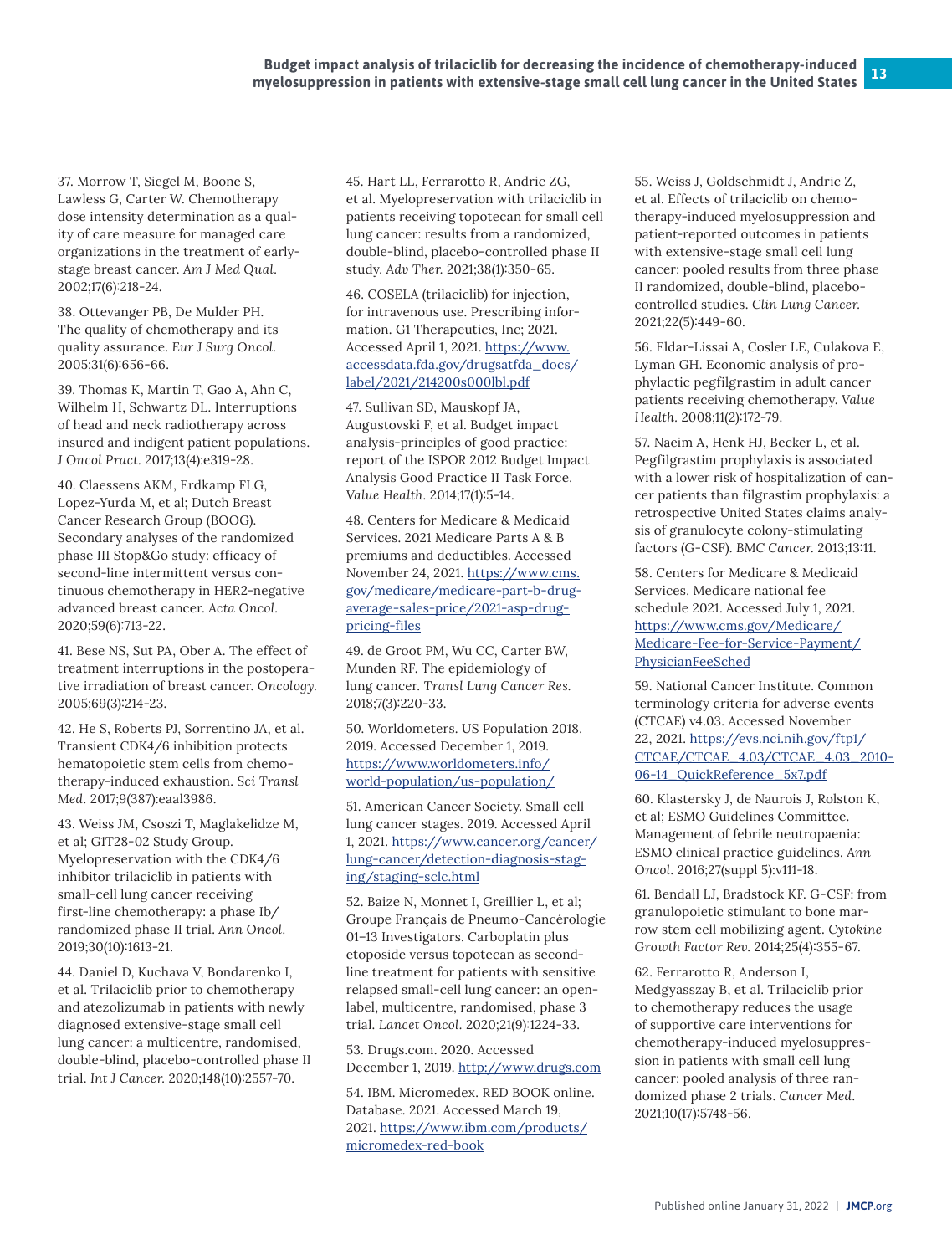37. Morrow T, Siegel M, Boone S, Lawless G, Carter W. Chemotherapy dose intensity determination as a quality of care measure for managed care organizations in the treatment of early-stage breast cancer. *Am J Med Qual.* 2002;17(6):218-24.

38. Ottevanger PB, De Mulder PH. The quality of chemotherapy and its quality assurance. *Eur J Surg Oncol.* 2005;31(6):656-66.

39. Thomas K, Martin T, Gao A, Ahn C, Wilhelm H, Schwartz DL. Interruptions of head and neck radiotherapy across insured and indigent patient populations. *J Oncol Pract.* 2017;13(4):e319-28.

40. Claessens AKM, Erdkamp FLG, Lopez-Yurda M, et al; Dutch Breast Cancer Research Group (BOOG). Secondary analyses of the randomized phase III Stop&Go study: efficacy of second-line intermittent versus continuous chemotherapy in HER2-negative advanced breast cancer. *Acta Oncol.* 2020;59(6):713-22.

41. Bese NS, Sut PA, Ober A. The effect of treatment interruptions in the postoperative irradiation of breast cancer. *Oncology.* 2005;69(3):214-23.

42. He S, Roberts PJ, Sorrentino JA, et al. Transient CDK4/6 inhibition protects hematopoietic stem cells from chemotherapy-induced exhaustion. *Sci Transl Med.* 2017;9(387):eaal3986.

43. Weiss JM, Csoszi T, Maglakelidze M, et al; G1T28-02 Study Group. Myelopreservation with the CDK4/6 inhibitor trilaciclib in patients with small-cell lung cancer receiving first-line chemotherapy: a phase Ib/randomized phase II trial. *Ann Oncol.* 2019;30(10):1613-21.

44. Daniel D, Kuchava V, Bondarenko I, et al. Trilaciclib prior to chemotherapy and atezolizumab in patients with newly diagnosed extensive-stage small cell lung cancer: a multicentre, randomised, double-blind, placebo-controlled phase II trial. *Int J Cancer.* 2020;148(10):2557-70.

45. Hart LL, Ferrarotto R, Andric ZG, et al. Myelopreservation with trilaciclib in patients receiving topotecan for small cell lung cancer: results from a randomized, double-blind, placebo-controlled phase II study. *Adv Ther.* 2021;38(1):350-65.

46. COSELA (trilaciclib) for injection, for intravenous use. Prescribing information. G1 Therapeutics, Inc; 2021. Accessed April 1, 2021. https://www.accessdata.fda.gov/drugsatfda_docs/label/2021/214200s000lbl.pdf

47. Sullivan SD, Mauskopf JA, Augustovski F, et al. Budget impact analysis-principles of good practice: report of the ISPOR 2012 Budget Impact Analysis Good Practice II Task Force. *Value Health.* 2014;17(1):5-14.

48. Centers for Medicare & Medicaid Services. 2021 Medicare Parts A & B premiums and deductibles. Accessed November 24, 2021. https://www.cms.gov/medicare/medicare-part-b-drug-average-sales-price/2021-asp-drug-pricing-files

49. de Groot PM, Wu CC, Carter BW, Munden RF. The epidemiology of lung cancer. *Transl Lung Cancer Res.* 2018;7(3):220-33.

50. Worldometers. US Population 2018. 2019. Accessed December 1, 2019. https://www.worldometers.info/world-population/us-population/

51. American Cancer Society. Small cell lung cancer stages. 2019. Accessed April 1, 2021. https://www.cancer.org/cancer/lung-cancer/detection-diagnosis-staging/staging-sclc.html

52. Baize N, Monnet I, Greillier L, et al; Groupe Français de Pneumo-Cancérologie 01–13 Investigators. Carboplatin plus etoposide versus topotecan as second-line treatment for patients with sensitive relapsed small-cell lung cancer: an open-label, multicentre, randomised, phase 3 trial. *Lancet Oncol.* 2020;21(9):1224-33.

53. Drugs.com. 2020. Accessed December 1, 2019. http://www.drugs.com

54. IBM. Micromedex. RED BOOK online. Database. 2021. Accessed March 19, 2021. https://www.ibm.com/products/micromedex-red-book

55. Weiss J, Goldschmidt J, Andric Z, et al. Effects of trilaciclib on chemotherapy-induced myelosuppression and patient-reported outcomes in patients with extensive-stage small cell lung cancer: pooled results from three phase II randomized, double-blind, placebo-controlled studies. *Clin Lung Cancer.* 2021;22(5):449-60.

56. Eldar-Lissai A, Cosler LE, Culakova E, Lyman GH. Economic analysis of prophylactic pegfilgrastim in adult cancer patients receiving chemotherapy. *Value Health.* 2008;11(2):172-79.

57. Naeim A, Henk HJ, Becker L, et al. Pegfilgrastim prophylaxis is associated with a lower risk of hospitalization of cancer patients than filgrastim prophylaxis: a retrospective United States claims analysis of granulocyte colony-stimulating factors (G-CSF). *BMC Cancer.* 2013;13:11.

58. Centers for Medicare & Medicaid Services. Medicare national fee schedule 2021. Accessed July 1, 2021. https://www.cms.gov/Medicare/Medicare-Fee-for-Service-Payment/PhysicianFeeSched

59. National Cancer Institute. Common terminology criteria for adverse events (CTCAE) v4.03. Accessed November 22, 2021. https://evs.nci.nih.gov/ftp1/CTCAE/CTCAE_4.03/CTCAE_4.03_2010-06-14_QuickReference_5x7.pdf

60. Klastersky J, de Naurois J, Rolston K, et al; ESMO Guidelines Committee. Management of febrile neutropaenia: ESMO clinical practice guidelines. *Ann Oncol.* 2016;27(suppl 5):v111-18.

61. Bendall LJ, Bradstock KF. G-CSF: from granulopoietic stimulant to bone marrow stem cell mobilizing agent. *Cytokine Growth Factor Rev.* 2014;25(4):355-67.

62. Ferrarotto R, Anderson I, Medgyasszay B, et al. Trilaciclib prior to chemotherapy reduces the usage of supportive care interventions for chemotherapy-induced myelosuppression in patients with small cell lung cancer: pooled analysis of three randomized phase 2 trials. *Cancer Med.* 2021;10(17):5748-56.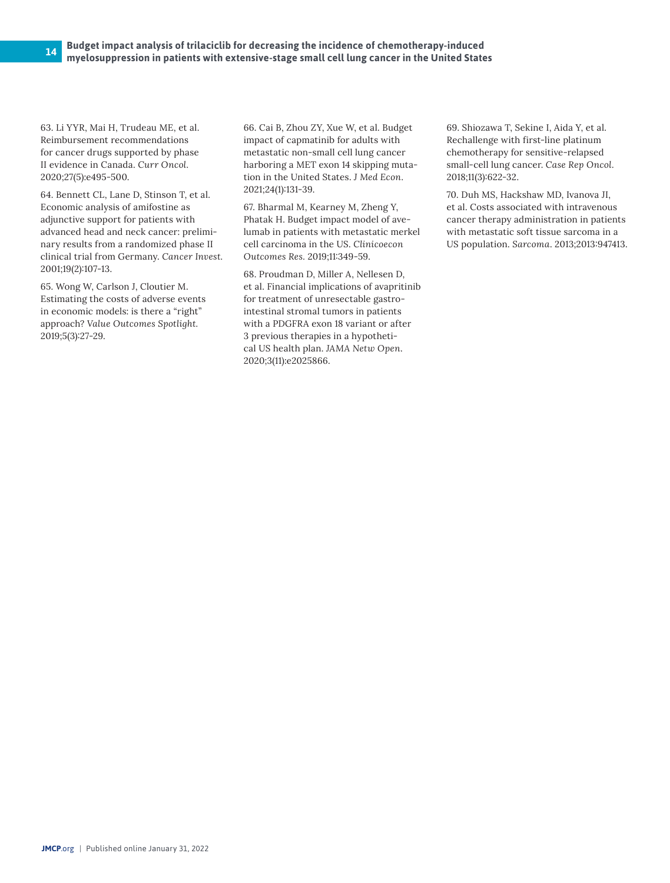63. Li YYR, Mai H, Trudeau ME, et al. Reimbursement recommendations for cancer drugs supported by phase II evidence in Canada. *Curr Oncol.* 2020;27(5):e495-500.

64. Bennett CL, Lane D, Stinson T, et al. Economic analysis of amifostine as adjunctive support for patients with advanced head and neck cancer: preliminary results from a randomized phase II clinical trial from Germany. *Cancer Invest.* 2001;19(2):107-13.

65. Wong W, Carlson J, Cloutier M. Estimating the costs of adverse events in economic models: is there a "right" approach? *Value Outcomes Spotlight.* 2019;5(3):27-29.

66. Cai B, Zhou ZY, Xue W, et al. Budget impact of capmatinib for adults with metastatic non-small cell lung cancer harboring a MET exon 14 skipping mutation in the United States. *J Med Econ.* 2021;24(1):131-39.

67. Bharmal M, Kearney M, Zheng Y, Phatak H. Budget impact model of avelumab in patients with metastatic merkel cell carcinoma in the US. *Clinicoecon Outcomes Res.* 2019;11:349-59.

68. Proudman D, Miller A, Nellesen D, et al. Financial implications of avapritinib for treatment of unresectable gastrointestinal stromal tumors in patients with a PDGFRA exon 18 variant or after 3 previous therapies in a hypothetical US health plan. *JAMA Netw Open.* 2020;3(11):e2025866.

69. Shiozawa T, Sekine I, Aida Y, et al. Rechallenge with first-line platinum chemotherapy for sensitive-relapsed small-cell lung cancer. *Case Rep Oncol.* 2018;11(3):622-32.

70. Duh MS, Hackshaw MD, Ivanova JI, et al. Costs associated with intravenous cancer therapy administration in patients with metastatic soft tissue sarcoma in a US population. *Sarcoma.* 2013;2013:947413.